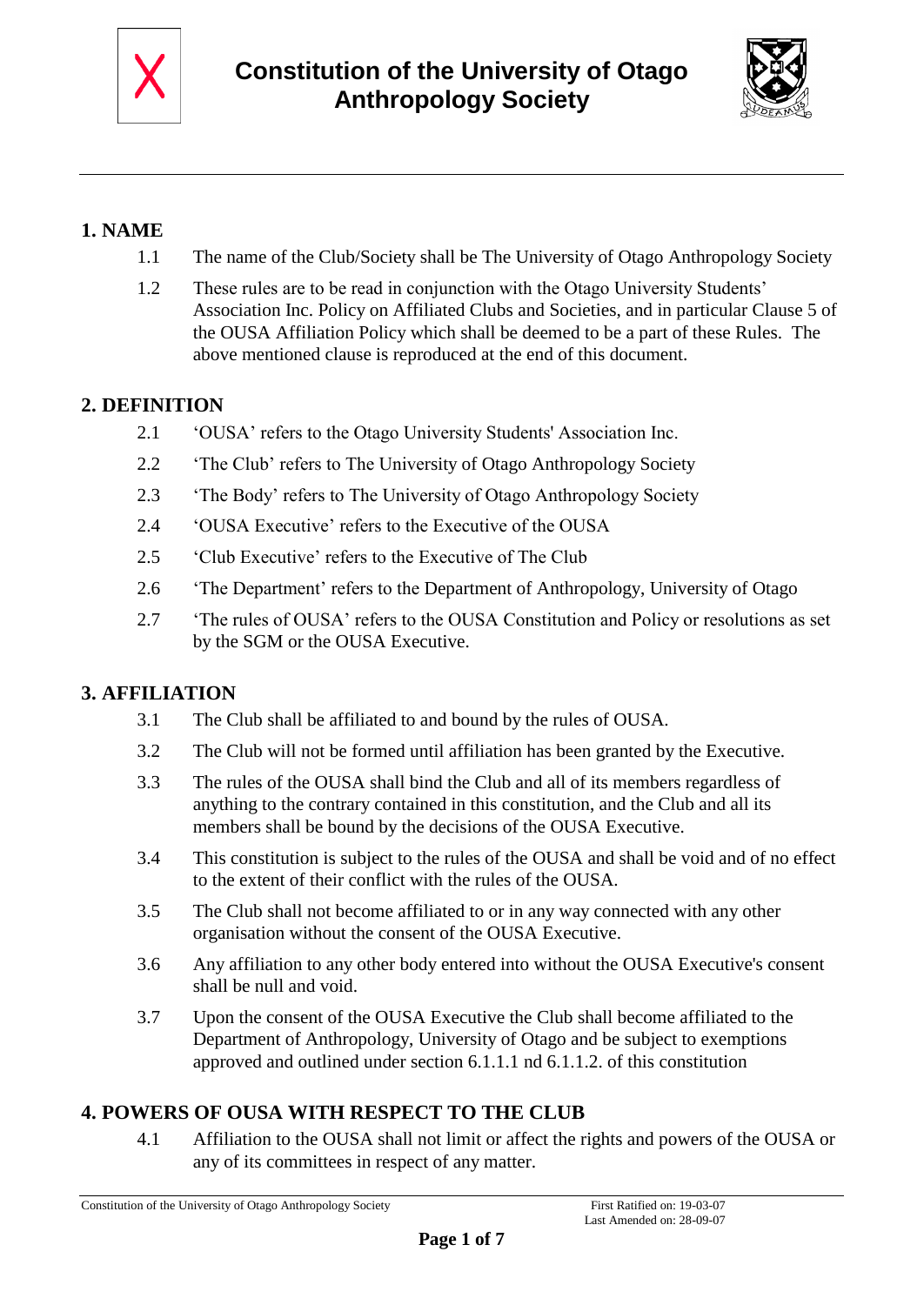# Constitution of the University of Otago Anthropology Society

## 1. NAME

1.1 The name of the Club/Society shall be The University of Otago Anthropology Society

1.2 These rules are to be read in conjunction with the Otago University Students' Association Inc. Policy on Affiliated Clubs and Societies, and in particular Clause 5 of the OUSA Affiliation Policy which shall be deemed to be a part of these Rules. The above mentioned clause is reproduced at the end of this document.

## 2. DEFINITION

2.1 'OUSA' refers to the Otago University Students' Association Inc.

2.2 'The Club' refers to The University of Otago Anthropology Society

2.3 'The Body' refers to The University of Otago Anthropology Society

2.4 'OUSA Executive' refers to the Executive of the OUSA

2.5 'Club Executive' refers to the Executive of The Club

2.6 'The Department' refers to the Department of Anthropology, University of Otago

2.7 'The rules of OUSA' refers to the OUSA Constitution and Policy or resolutions as set by the SGM or the OUSA Executive.

## 3. AFFILIATION

3.1 The Club shall be affiliated to and bound by the rules of OUSA.

3.2 The Club will not be formed until affiliation has been granted by the Executive.

3.3 The rules of the OUSA shall bind the Club and all of its members regardless of anything to the contrary contained in this constitution, and the Club and all its members shall be bound by the decisions of the OUSA Executive.

3.4 This constitution is subject to the rules of the OUSA and shall be void and of no effect to the extent of their conflict with the rules of the OUSA.

3.5 The Club shall not become affiliated to or in any way connected with any other organisation without the consent of the OUSA Executive.

3.6 Any affiliation to any other body entered into without the OUSA Executive's consent shall be null and void.

3.7 Upon the consent of the OUSA Executive the Club shall become affiliated to the Department of Anthropology, University of Otago and be subject to exemptions approved and outlined under section 6.1.1.1 nd 6.1.1.2. of this constitution

## 4. POWERS OF OUSA WITH RESPECT TO THE CLUB

4.1 Affiliation to the OUSA shall not limit or affect the rights and powers of the OUSA or any of its committees in respect of any matter.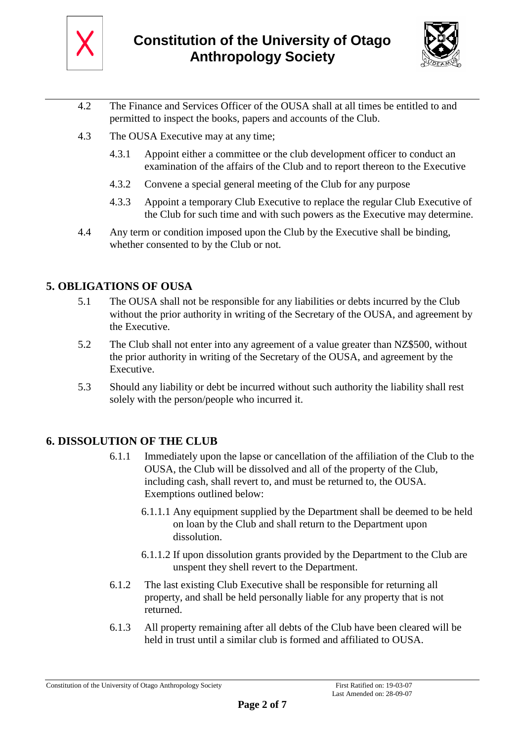4.2 The Finance and Services Officer of the OUSA shall at all times be entitled to and permitted to inspect the books, papers and accounts of the Club.

4.3 The OUSA Executive may at any time;

4.3.1 Appoint either a committee or the club development officer to conduct an examination of the affairs of the Club and to report thereon to the Executive

4.3.2 Convene a special general meeting of the Club for any purpose

4.3.3 Appoint a temporary Club Executive to replace the regular Club Executive of the Club for such time and with such powers as the Executive may determine.

4.4 Any term or condition imposed upon the Club by the Executive shall be binding, whether consented to by the Club or not.

## 5. OBLIGATIONS OF OUSA

5.1 The OUSA shall not be responsible for any liabilities or debts incurred by the Club without the prior authority in writing of the Secretary of the OUSA, and agreement by the Executive.

5.2 The Club shall not enter into any agreement of a value greater than NZ$500, without the prior authority in writing of the Secretary of the OUSA, and agreement by the Executive.

5.3 Should any liability or debt be incurred without such authority the liability shall rest solely with the person/people who incurred it.

## 6. DISSOLUTION OF THE CLUB

6.1.1 Immediately upon the lapse or cancellation of the affiliation of the Club to the OUSA, the Club will be dissolved and all of the property of the Club, including cash, shall revert to, and must be returned to, the OUSA. Exemptions outlined below:

6.1.1.1 Any equipment supplied by the Department shall be deemed to be held on loan by the Club and shall return to the Department upon dissolution.

6.1.1.2 If upon dissolution grants provided by the Department to the Club are unspent they shell revert to the Department.

6.1.2 The last existing Club Executive shall be responsible for returning all property, and shall be held personally liable for any property that is not returned.

6.1.3 All property remaining after all debts of the Club have been cleared will be held in trust until a similar club is formed and affiliated to OUSA.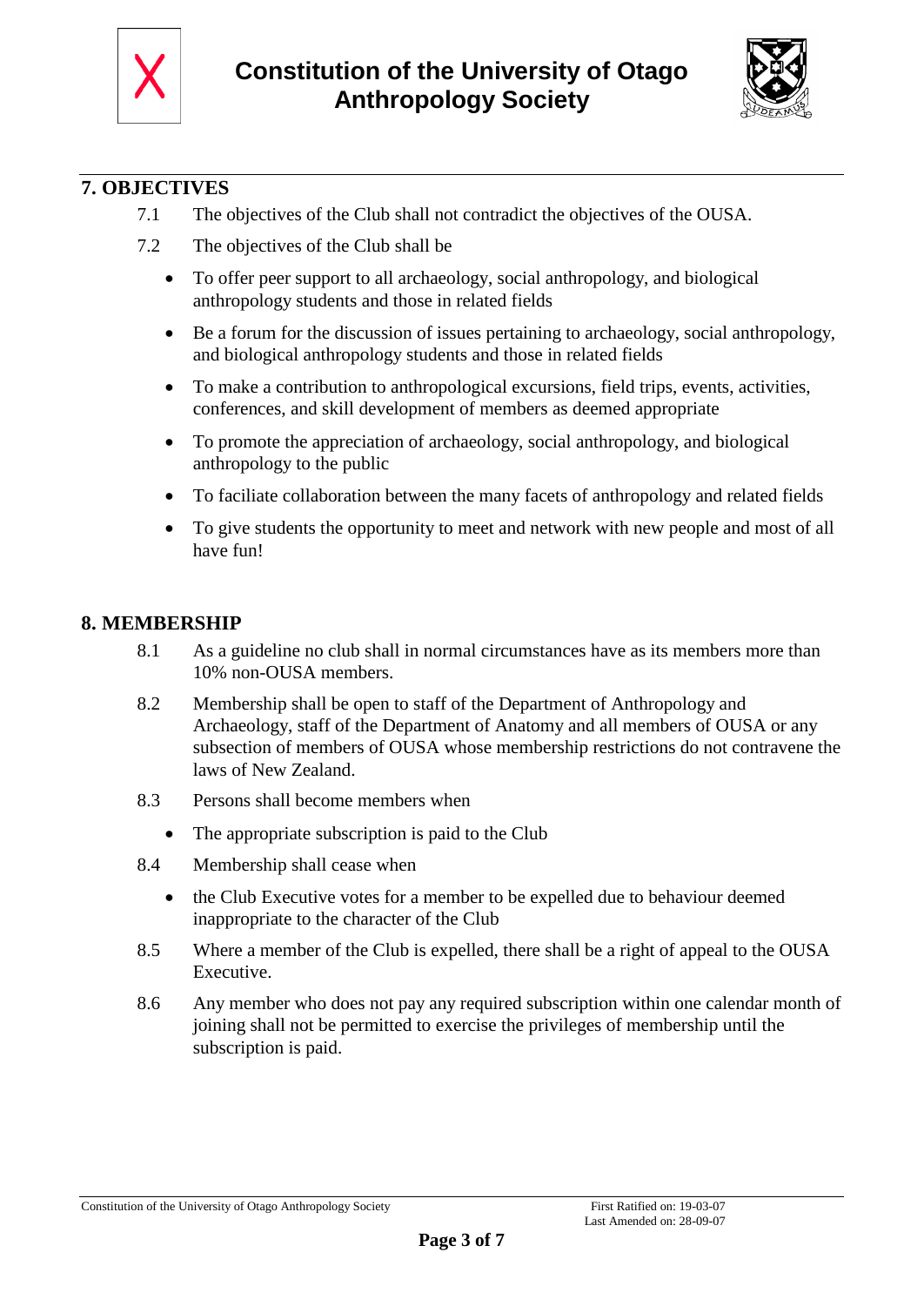## 7. OBJECTIVES

7.1 The objectives of the Club shall not contradict the objectives of the OUSA.

7.2 The objectives of the Club shall be

- To offer peer support to all archaeology, social anthropology, and biological anthropology students and those in related fields
- Be a forum for the discussion of issues pertaining to archaeology, social anthropology, and biological anthropology students and those in related fields
- To make a contribution to anthropological excursions, field trips, events, activities, conferences, and skill development of members as deemed appropriate
- To promote the appreciation of archaeology, social anthropology, and biological anthropology to the public
- To faciliate collaboration between the many facets of anthropology and related fields
- To give students the opportunity to meet and network with new people and most of all have fun!

## 8. MEMBERSHIP

8.1 As a guideline no club shall in normal circumstances have as its members more than 10% non-OUSA members.

8.2 Membership shall be open to staff of the Department of Anthropology and Archaeology, staff of the Department of Anatomy and all members of OUSA or any subsection of members of OUSA whose membership restrictions do not contravene the laws of New Zealand.

8.3 Persons shall become members when

- The appropriate subscription is paid to the Club

8.4 Membership shall cease when

- the Club Executive votes for a member to be expelled due to behaviour deemed inappropriate to the character of the Club

8.5 Where a member of the Club is expelled, there shall be a right of appeal to the OUSA Executive.

8.6 Any member who does not pay any required subscription within one calendar month of joining shall not be permitted to exercise the privileges of membership until the subscription is paid.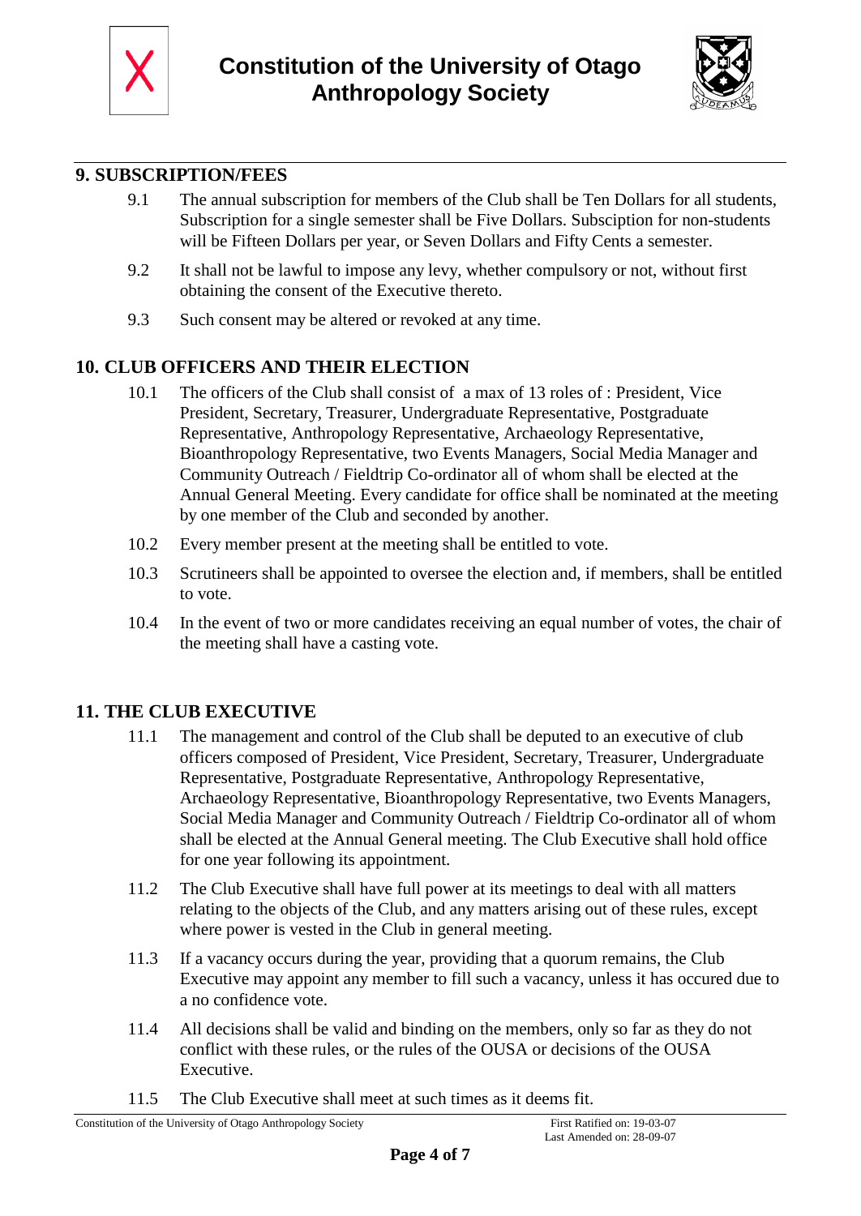## 9. SUBSCRIPTION/FEES

9.1 The annual subscription for members of the Club shall be Ten Dollars for all students, Subscription for a single semester shall be Five Dollars. Subsciption for non-students will be Fifteen Dollars per year, or Seven Dollars and Fifty Cents a semester.

9.2 It shall not be lawful to impose any levy, whether compulsory or not, without first obtaining the consent of the Executive thereto.

9.3 Such consent may be altered or revoked at any time.

## 10. CLUB OFFICERS AND THEIR ELECTION

10.1 The officers of the Club shall consist of a max of 13 roles of : President, Vice President, Secretary, Treasurer, Undergraduate Representative, Postgraduate Representative, Anthropology Representative, Archaeology Representative, Bioanthropology Representative, two Events Managers, Social Media Manager and Community Outreach / Fieldtrip Co-ordinator all of whom shall be elected at the Annual General Meeting. Every candidate for office shall be nominated at the meeting by one member of the Club and seconded by another.

10.2 Every member present at the meeting shall be entitled to vote.

10.3 Scrutineers shall be appointed to oversee the election and, if members, shall be entitled to vote.

10.4 In the event of two or more candidates receiving an equal number of votes, the chair of the meeting shall have a casting vote.

## 11. THE CLUB EXECUTIVE

11.1 The management and control of the Club shall be deputed to an executive of club officers composed of President, Vice President, Secretary, Treasurer, Undergraduate Representative, Postgraduate Representative, Anthropology Representative, Archaeology Representative, Bioanthropology Representative, two Events Managers, Social Media Manager and Community Outreach / Fieldtrip Co-ordinator all of whom shall be elected at the Annual General meeting. The Club Executive shall hold office for one year following its appointment.

11.2 The Club Executive shall have full power at its meetings to deal with all matters relating to the objects of the Club, and any matters arising out of these rules, except where power is vested in the Club in general meeting.

11.3 If a vacancy occurs during the year, providing that a quorum remains, the Club Executive may appoint any member to fill such a vacancy, unless it has occured due to a no confidence vote.

11.4 All decisions shall be valid and binding on the members, only so far as they do not conflict with these rules, or the rules of the OUSA or decisions of the OUSA Executive.

11.5 The Club Executive shall meet at such times as it deems fit.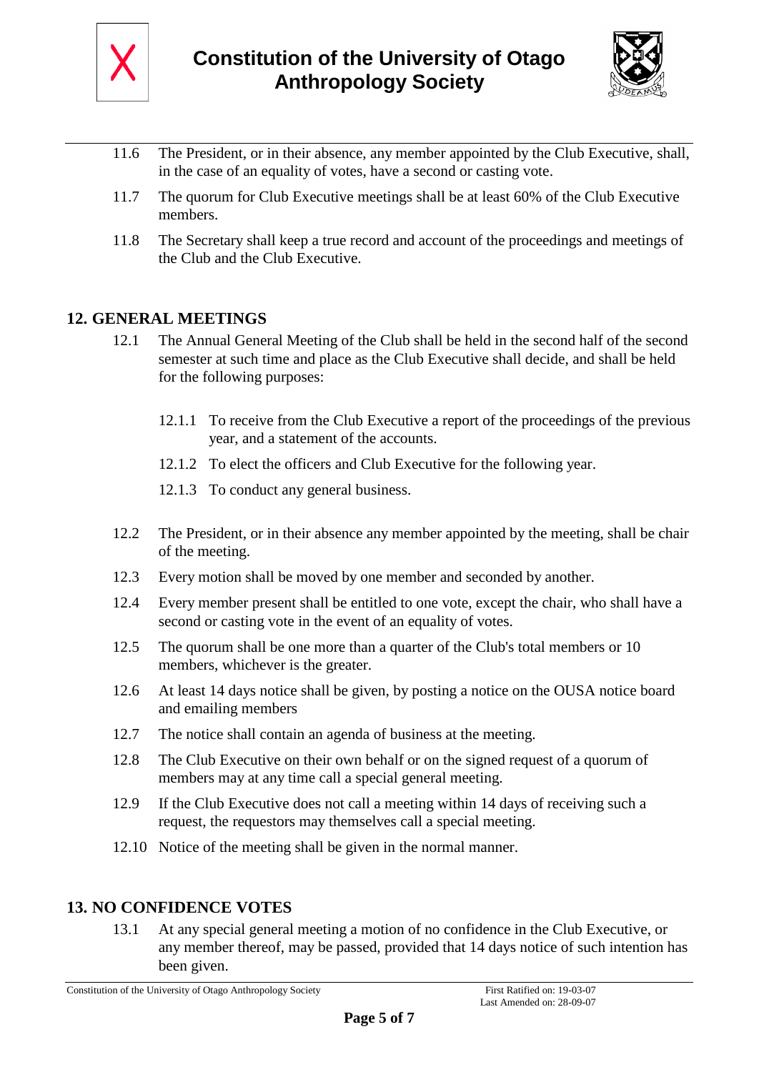11.6 The President, or in their absence, any member appointed by the Club Executive, shall, in the case of an equality of votes, have a second or casting vote.

11.7 The quorum for Club Executive meetings shall be at least 60% of the Club Executive members.

11.8 The Secretary shall keep a true record and account of the proceedings and meetings of the Club and the Club Executive.

## 12. GENERAL MEETINGS

12.1 The Annual General Meeting of the Club shall be held in the second half of the second semester at such time and place as the Club Executive shall decide, and shall be held for the following purposes:

- 12.1.1 To receive from the Club Executive a report of the proceedings of the previous year, and a statement of the accounts.
- 12.1.2 To elect the officers and Club Executive for the following year.
- 12.1.3 To conduct any general business.

12.2 The President, or in their absence any member appointed by the meeting, shall be chair of the meeting.

12.3 Every motion shall be moved by one member and seconded by another.

12.4 Every member present shall be entitled to one vote, except the chair, who shall have a second or casting vote in the event of an equality of votes.

12.5 The quorum shall be one more than a quarter of the Club's total members or 10 members, whichever is the greater.

12.6 At least 14 days notice shall be given, by posting a notice on the OUSA notice board and emailing members

12.7 The notice shall contain an agenda of business at the meeting.

12.8 The Club Executive on their own behalf or on the signed request of a quorum of members may at any time call a special general meeting.

12.9 If the Club Executive does not call a meeting within 14 days of receiving such a request, the requestors may themselves call a special meeting.

12.10 Notice of the meeting shall be given in the normal manner.

## 13. NO CONFIDENCE VOTES

13.1 At any special general meeting a motion of no confidence in the Club Executive, or any member thereof, may be passed, provided that 14 days notice of such intention has been given.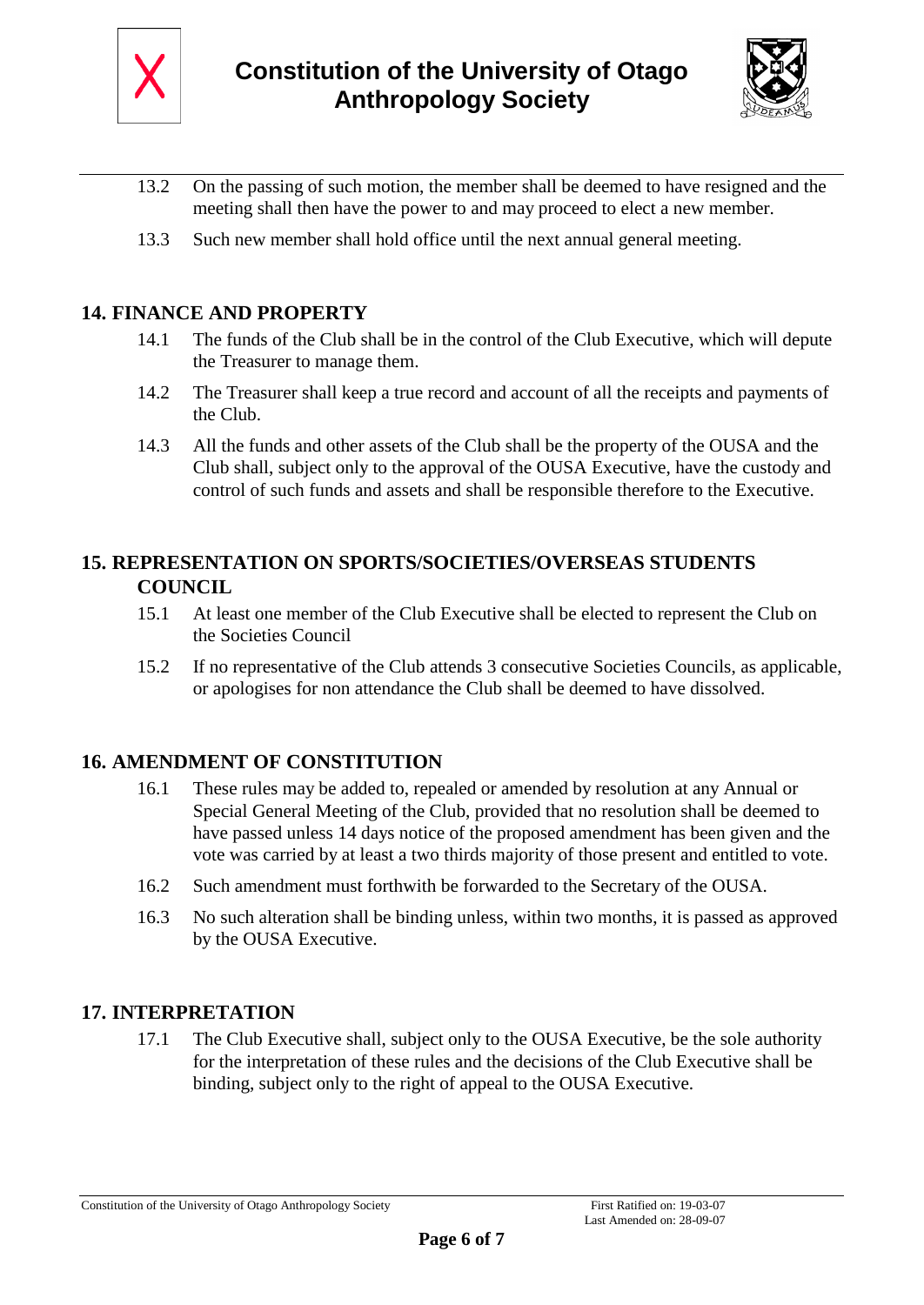13.2 On the passing of such motion, the member shall be deemed to have resigned and the meeting shall then have the power to and may proceed to elect a new member.

13.3 Such new member shall hold office until the next annual general meeting.

## 14. FINANCE AND PROPERTY

14.1 The funds of the Club shall be in the control of the Club Executive, which will depute the Treasurer to manage them.

14.2 The Treasurer shall keep a true record and account of all the receipts and payments of the Club.

14.3 All the funds and other assets of the Club shall be the property of the OUSA and the Club shall, subject only to the approval of the OUSA Executive, have the custody and control of such funds and assets and shall be responsible therefore to the Executive.

## 15. REPRESENTATION ON SPORTS/SOCIETIES/OVERSEAS STUDENTS COUNCIL

15.1 At least one member of the Club Executive shall be elected to represent the Club on the Societies Council

15.2 If no representative of the Club attends 3 consecutive Societies Councils, as applicable, or apologises for non attendance the Club shall be deemed to have dissolved.

## 16. AMENDMENT OF CONSTITUTION

16.1 These rules may be added to, repealed or amended by resolution at any Annual or Special General Meeting of the Club, provided that no resolution shall be deemed to have passed unless 14 days notice of the proposed amendment has been given and the vote was carried by at least a two thirds majority of those present and entitled to vote.

16.2 Such amendment must forthwith be forwarded to the Secretary of the OUSA.

16.3 No such alteration shall be binding unless, within two months, it is passed as approved by the OUSA Executive.

## 17. INTERPRETATION

17.1 The Club Executive shall, subject only to the OUSA Executive, be the sole authority for the interpretation of these rules and the decisions of the Club Executive shall be binding, subject only to the right of appeal to the OUSA Executive.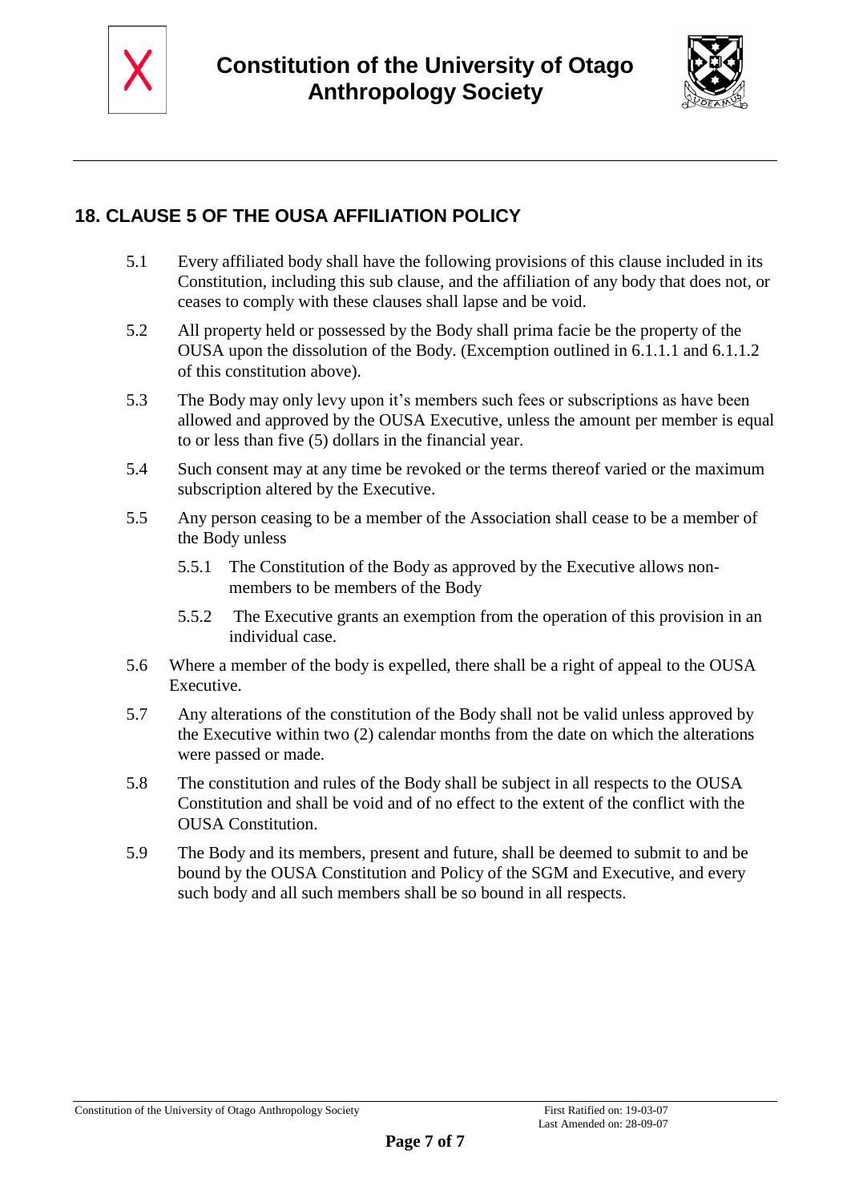## 18. CLAUSE 5 OF THE OUSA AFFILIATION POLICY

5.1 Every affiliated body shall have the following provisions of this clause included in its Constitution, including this sub clause, and the affiliation of any body that does not, or ceases to comply with these clauses shall lapse and be void.

5.2 All property held or possessed by the Body shall prima facie be the property of the OUSA upon the dissolution of the Body. (Excemption outlined in 6.1.1.1 and 6.1.1.2 of this constitution above).

5.3 The Body may only levy upon it's members such fees or subscriptions as have been allowed and approved by the OUSA Executive, unless the amount per member is equal to or less than five (5) dollars in the financial year.

5.4 Such consent may at any time be revoked or the terms thereof varied or the maximum subscription altered by the Executive.

5.5 Any person ceasing to be a member of the Association shall cease to be a member of the Body unless

5.5.1 The Constitution of the Body as approved by the Executive allows non-members to be members of the Body

5.5.2 The Executive grants an exemption from the operation of this provision in an individual case.

5.6 Where a member of the body is expelled, there shall be a right of appeal to the OUSA Executive.

5.7 Any alterations of the constitution of the Body shall not be valid unless approved by the Executive within two (2) calendar months from the date on which the alterations were passed or made.

5.8 The constitution and rules of the Body shall be subject in all respects to the OUSA Constitution and shall be void and of no effect to the extent of the conflict with the OUSA Constitution.

5.9 The Body and its members, present and future, shall be deemed to submit to and be bound by the OUSA Constitution and Policy of the SGM and Executive, and every such body and all such members shall be so bound in all respects.